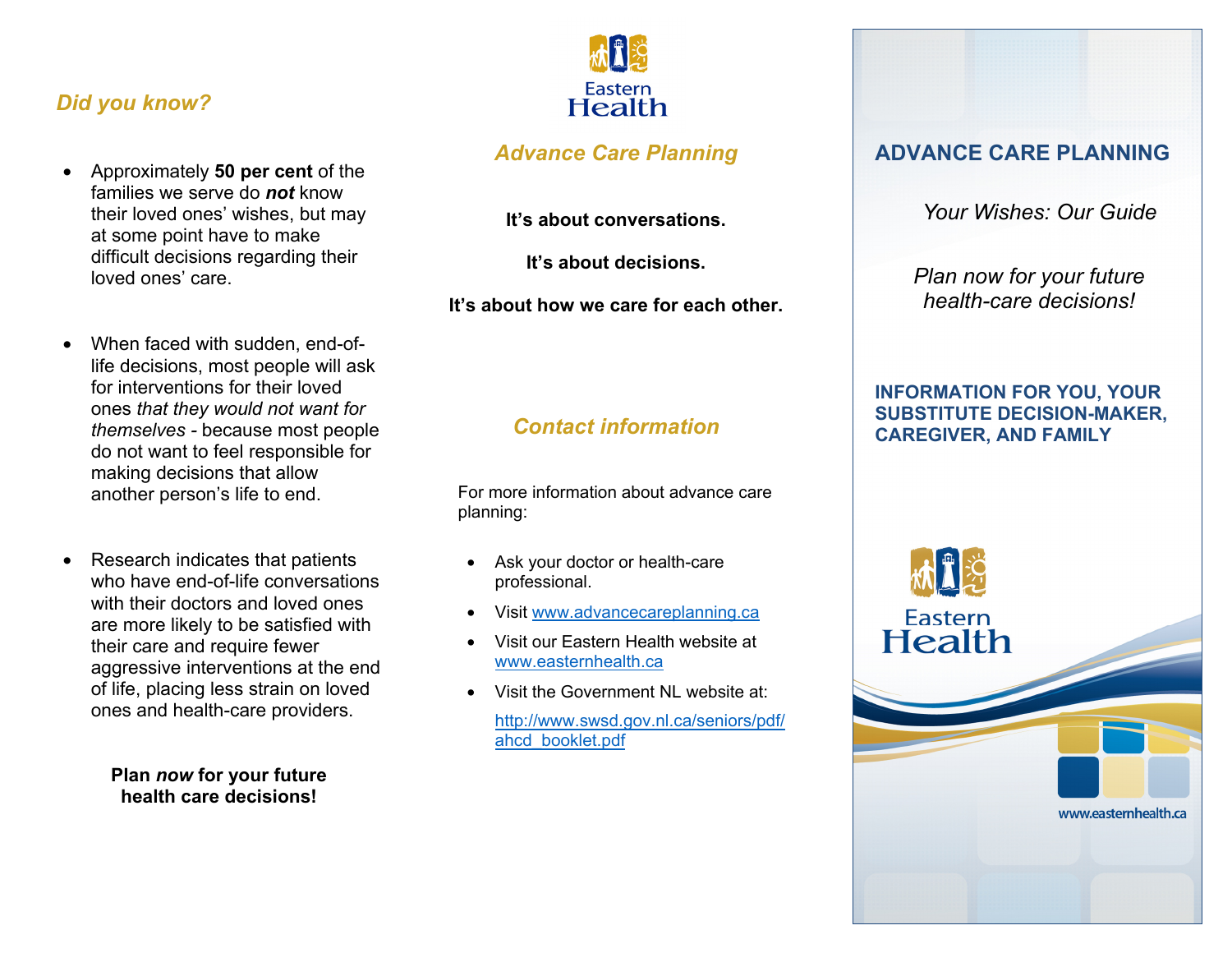## *Did you know?*

- Approximately **50 per cent** of the families we serve do ***not*** know their loved ones' wishes, but may at some point have to make difficult decisions regarding their loved ones' care.
- When faced with sudden, end-of-life decisions, most people will ask for interventions for their loved ones *that they would not want for themselves* - because most people do not want to feel responsible for making decisions that allow another person's life to end.
- Research indicates that patients who have end-of-life conversations with their doctors and loved ones are more likely to be satisfied with their care and require fewer aggressive interventions at the end of life, placing less strain on loved ones and health-care providers.

**Plan *now* for your future health care decisions!**

Eastern Health

## *Advance Care Planning*

**It's about conversations.**

**It's about decisions.**

**It's about how we care for each other.**

## *Contact information*

For more information about advance care planning:

- Ask your doctor or health-care professional.
- Visit www.advancecareplanning.ca
- Visit our Eastern Health website at www.easternhealth.ca
- Visit the Government NL website at: http://www.swsd.gov.nl.ca/seniors/pdf/ahcd_booklet.pdf

# ADVANCE CARE PLANNING

*Your Wishes: Our Guide*

*Plan now for your future health-care decisions!*

**INFORMATION FOR YOU, YOUR SUBSTITUTE DECISION-MAKER, CAREGIVER, AND FAMILY**

Eastern Health

www.easternhealth.ca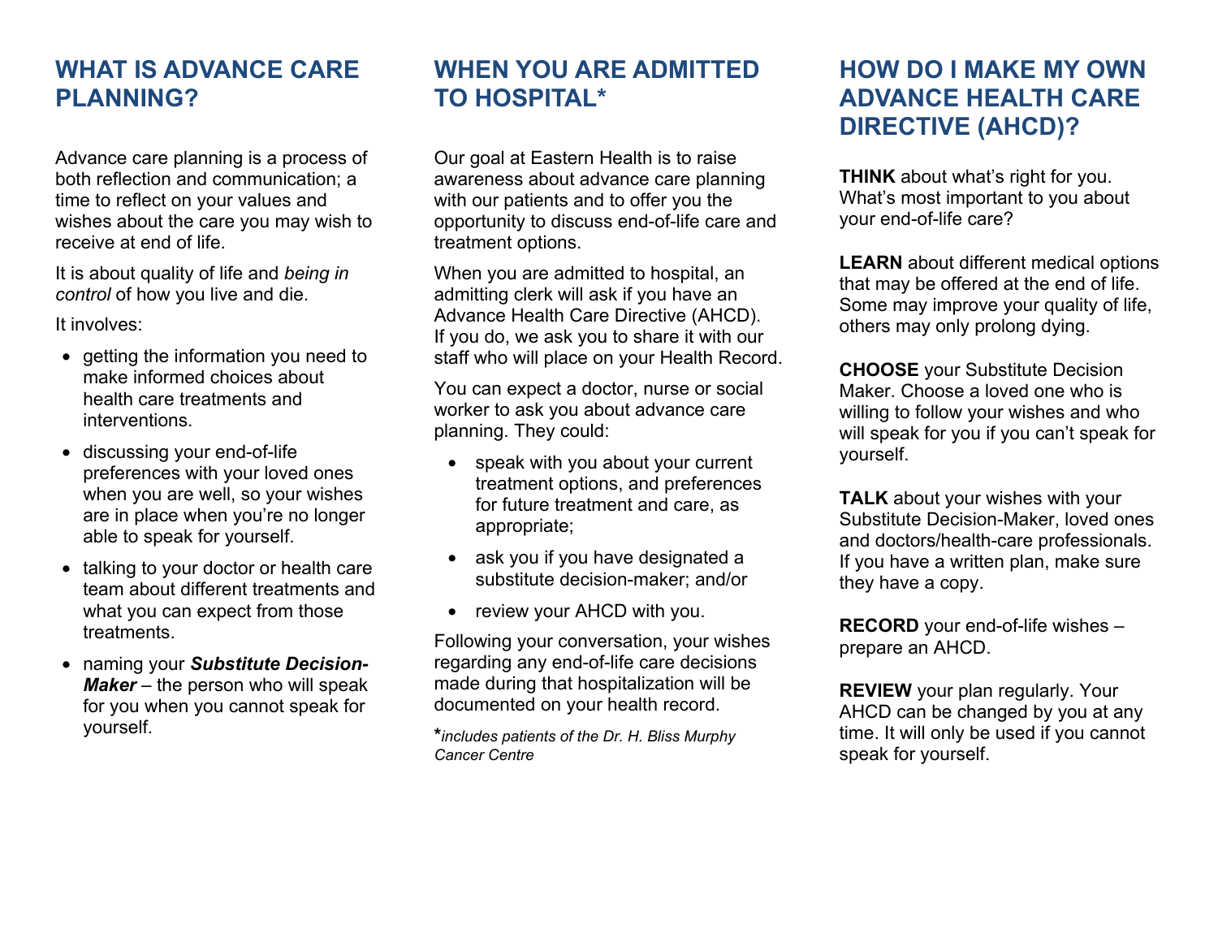## WHAT IS ADVANCE CARE PLANNING?

Advance care planning is a process of both reflection and communication; a time to reflect on your values and wishes about the care you may wish to receive at end of life.

It is about quality of life and *being in control* of how you live and die.

It involves:

- getting the information you need to make informed choices about health care treatments and interventions.
- discussing your end-of-life preferences with your loved ones when you are well, so your wishes are in place when you're no longer able to speak for yourself.
- talking to your doctor or health care team about different treatments and what you can expect from those treatments.
- naming your ***Substitute Decision-Maker*** – the person who will speak for you when you cannot speak for yourself.

## WHEN YOU ARE ADMITTED TO HOSPITAL*

Our goal at Eastern Health is to raise awareness about advance care planning with our patients and to offer you the opportunity to discuss end-of-life care and treatment options.

When you are admitted to hospital, an admitting clerk will ask if you have an Advance Health Care Directive (AHCD). If you do, we ask you to share it with our staff who will place on your Health Record.

You can expect a doctor, nurse or social worker to ask you about advance care planning. They could:

- speak with you about your current treatment options, and preferences for future treatment and care, as appropriate;
- ask you if you have designated a substitute decision-maker; and/or
- review your AHCD with you.

Following your conversation, your wishes regarding any end-of-life care decisions made during that hospitalization will be documented on your health record.

**\***_includes patients of the Dr. H. Bliss Murphy Cancer Centre_

## HOW DO I MAKE MY OWN ADVANCE HEALTH CARE DIRECTIVE (AHCD)?

**THINK** about what's right for you. What's most important to you about your end-of-life care?

**LEARN** about different medical options that may be offered at the end of life. Some may improve your quality of life, others may only prolong dying.

**CHOOSE** your Substitute Decision Maker. Choose a loved one who is willing to follow your wishes and who will speak for you if you can't speak for yourself.

**TALK** about your wishes with your Substitute Decision-Maker, loved ones and doctors/health-care professionals. If you have a written plan, make sure they have a copy.

**RECORD** your end-of-life wishes – prepare an AHCD.

**REVIEW** your plan regularly. Your AHCD can be changed by you at any time. It will only be used if you cannot speak for yourself.